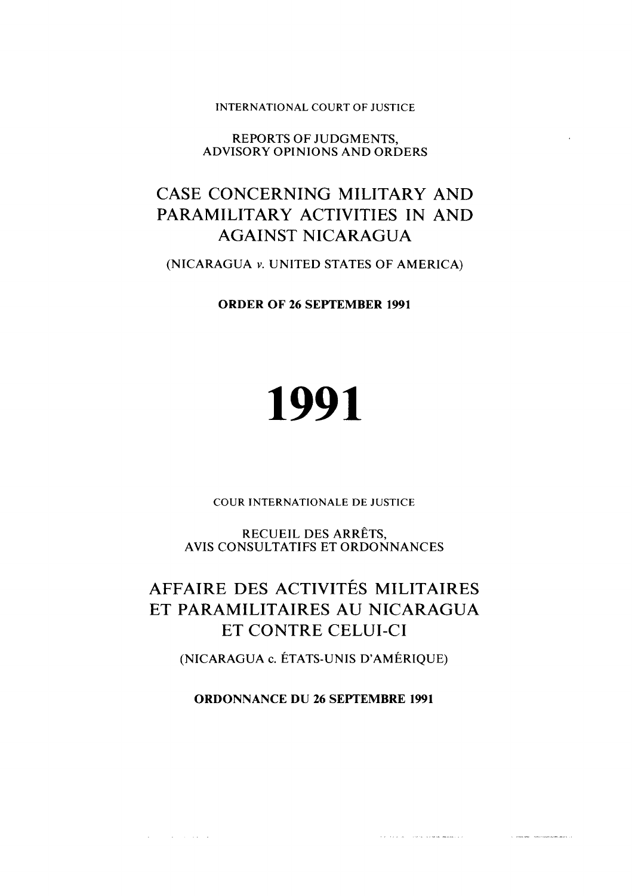INTERNATIONAL COURT OF JUSTICE

REPORTS OF JUDGMENTS,
ADVISORY OPINIONS AND ORDERS

# CASE CONCERNING MILITARY AND PARAMILITARY ACTIVITIES IN AND AGAINST NICARAGUA

(NICARAGUA *v.* UNITED STATES OF AMERICA)

**ORDER OF 26 SEPTEMBER 1991**

# 1991

COUR INTERNATIONALE DE JUSTICE

RECUEIL DES ARRÊTS,
AVIS CONSULTATIFS ET ORDONNANCES

# AFFAIRE DES ACTIVITÉS MILITAIRES ET PARAMILITAIRES AU NICARAGUA ET CONTRE CELUI-CI

(NICARAGUA c. ÉTATS-UNIS D'AMÉRIQUE)

**ORDONNANCE DU 26 SEPTEMBRE 1991**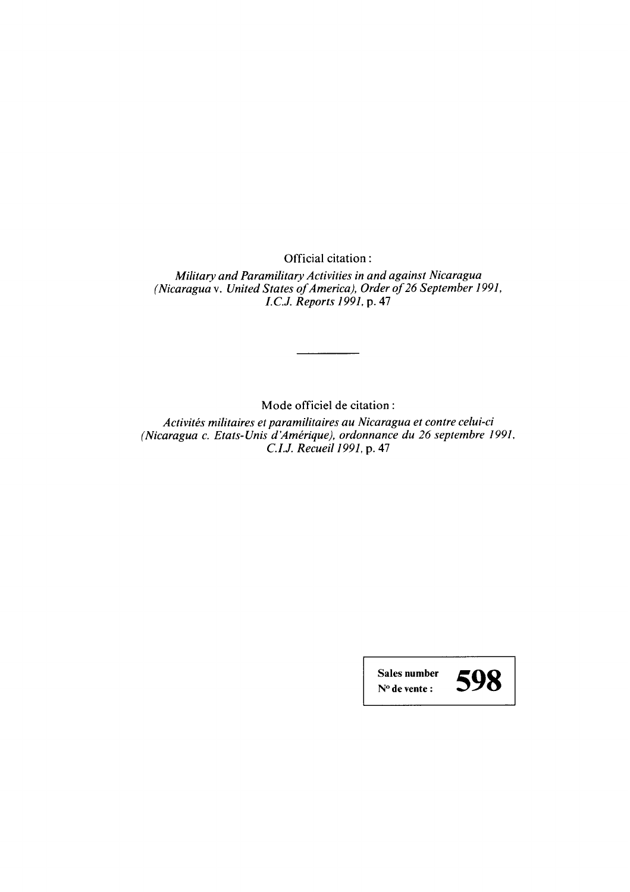Official citation:

*Military and Paramilitary Activities in and against Nicaragua (Nicaragua* v. *United States of America), Order of 26 September 1991, I.C.J. Reports 1991,* p. 47

---

Mode officiel de citation :

*Activités militaires et paramilitaires au Nicaragua et contre celui-ci (Nicaragua c. Etats-Unis d'Amérique), ordonnance du 26 septembre 1991, C.I.J. Recueil 1991,* p. 47

| Sales number<br>N° de vente : | **598** |
|---|---|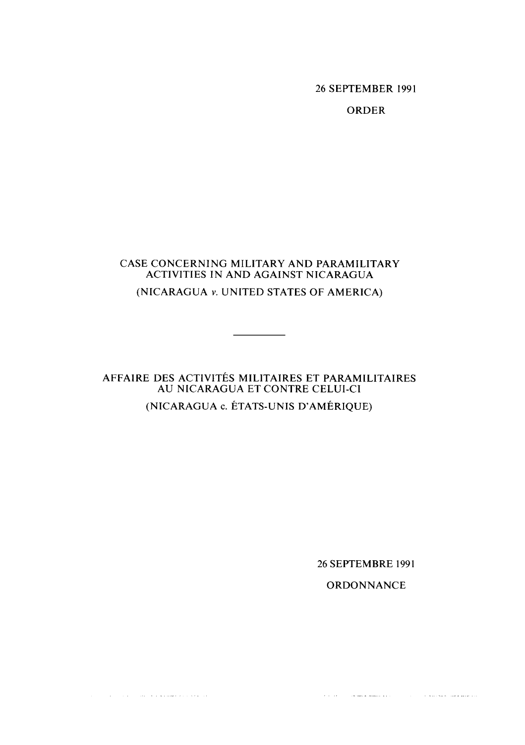26 SEPTEMBER 1991

ORDER

CASE CONCERNING MILITARY AND PARAMILITARY ACTIVITIES IN AND AGAINST NICARAGUA

(NICARAGUA *v.* UNITED STATES OF AMERICA)

---

AFFAIRE DES ACTIVITÉS MILITAIRES ET PARAMILITAIRES AU NICARAGUA ET CONTRE CELUI-CI

(NICARAGUA c. ÉTATS-UNIS D'AMÉRIQUE)

26 SEPTEMBRE 1991

ORDONNANCE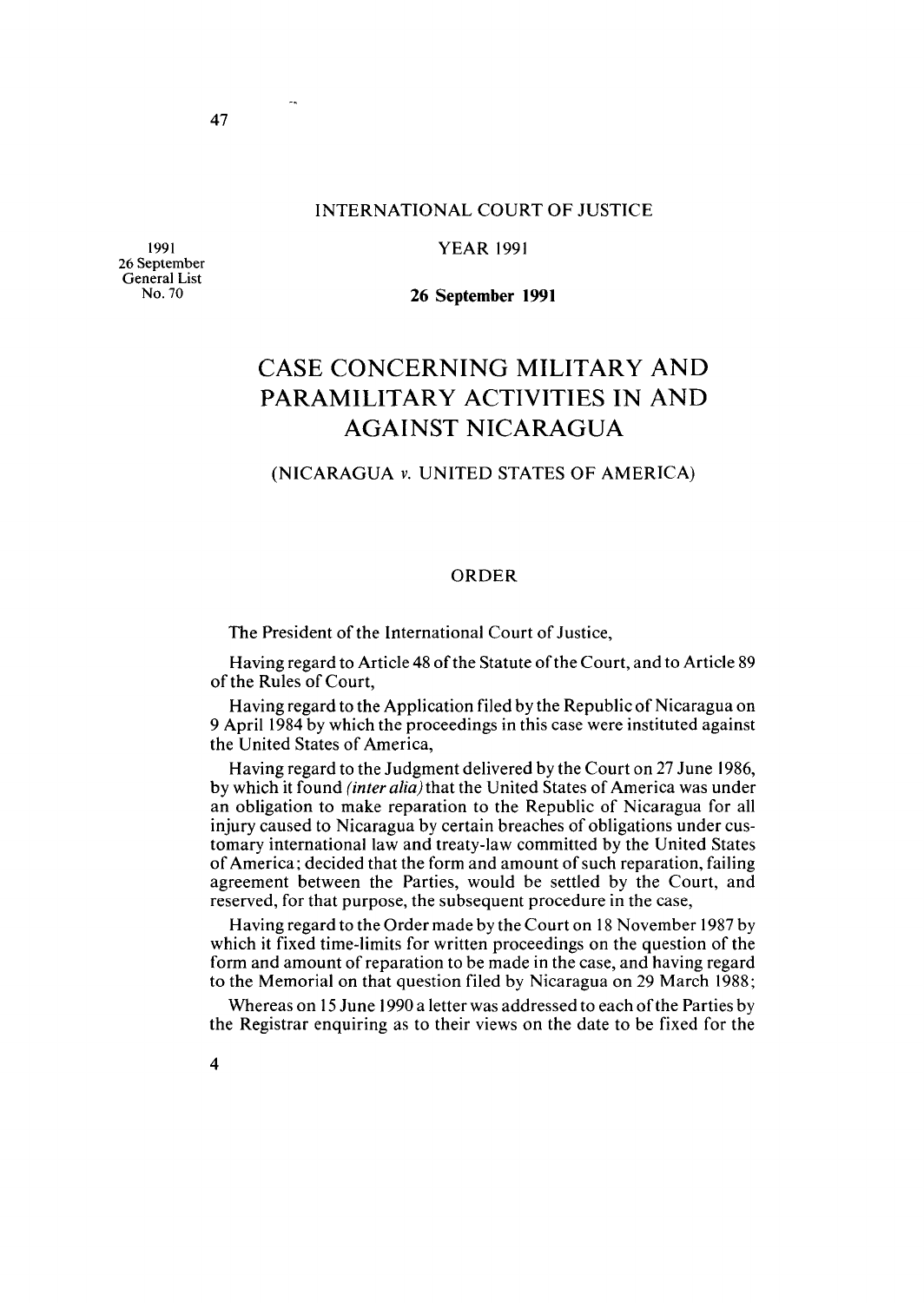INTERNATIONAL COURT OF JUSTICE

YEAR 1991

1991
26 September
General List
No. 70

**26 September 1991**

# CASE CONCERNING MILITARY AND PARAMILITARY ACTIVITIES IN AND AGAINST NICARAGUA

## (NICARAGUA *v.* UNITED STATES OF AMERICA)

### ORDER

The President of the International Court of Justice,

Having regard to Article 48 of the Statute of the Court, and to Article 89 of the Rules of Court,

Having regard to the Application filed by the Republic of Nicaragua on 9 April 1984 by which the proceedings in this case were instituted against the United States of America,

Having regard to the Judgment delivered by the Court on 27 June 1986, by which it found *(inter alia)* that the United States of America was under an obligation to make reparation to the Republic of Nicaragua for all injury caused to Nicaragua by certain breaches of obligations under customary international law and treaty-law committed by the United States of America; decided that the form and amount of such reparation, failing agreement between the Parties, would be settled by the Court, and reserved, for that purpose, the subsequent procedure in the case,

Having regard to the Order made by the Court on 18 November 1987 by which it fixed time-limits for written proceedings on the question of the form and amount of reparation to be made in the case, and having regard to the Memorial on that question filed by Nicaragua on 29 March 1988;

Whereas on 15 June 1990 a letter was addressed to each of the Parties by the Registrar enquiring as to their views on the date to be fixed for the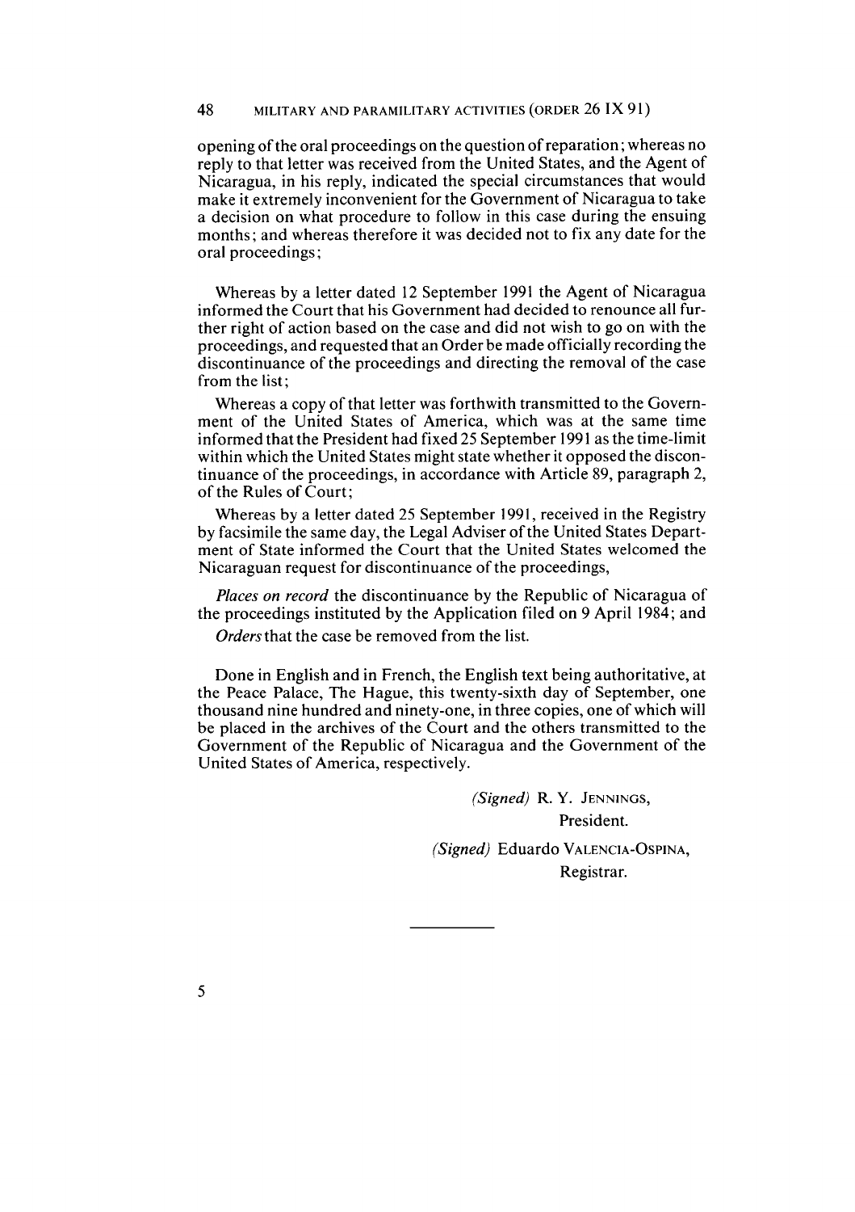opening of the oral proceedings on the question of reparation; whereas no reply to that letter was received from the United States, and the Agent of Nicaragua, in his reply, indicated the special circumstances that would make it extremely inconvenient for the Government of Nicaragua to take a decision on what procedure to follow in this case during the ensuing months; and whereas therefore it was decided not to fix any date for the oral proceedings;

Whereas by a letter dated 12 September 1991 the Agent of Nicaragua informed the Court that his Government had decided to renounce all further right of action based on the case and did not wish to go on with the proceedings, and requested that an Order be made officially recording the discontinuance of the proceedings and directing the removal of the case from the list;

Whereas a copy of that letter was forthwith transmitted to the Government of the United States of America, which was at the same time informed that the President had fixed 25 September 1991 as the time-limit within which the United States might state whether it opposed the discontinuance of the proceedings, in accordance with Article 89, paragraph 2, of the Rules of Court;

Whereas by a letter dated 25 September 1991, received in the Registry by facsimile the same day, the Legal Adviser of the United States Department of State informed the Court that the United States welcomed the Nicaraguan request for discontinuance of the proceedings,

*Places on record* the discontinuance by the Republic of Nicaragua of the proceedings instituted by the Application filed on 9 April 1984; and

*Orders* that the case be removed from the list.

Done in English and in French, the English text being authoritative, at the Peace Palace, The Hague, this twenty-sixth day of September, one thousand nine hundred and ninety-one, in three copies, one of which will be placed in the archives of the Court and the others transmitted to the Government of the Republic of Nicaragua and the Government of the United States of America, respectively.

*(Signed)* R. Y. JENNINGS,
President.

*(Signed)* Eduardo VALENCIA-OSPINA,
Registrar.